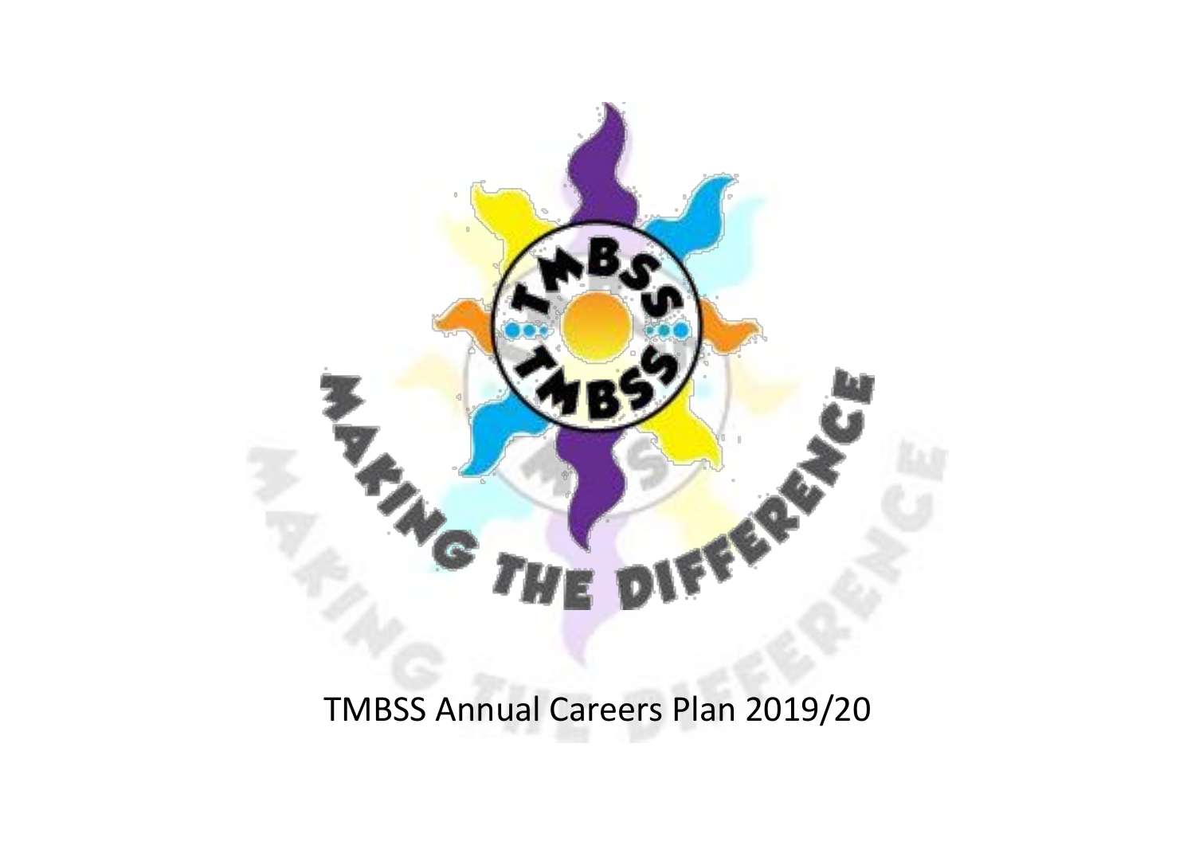# TMBSS Annual Careers Plan 2019/20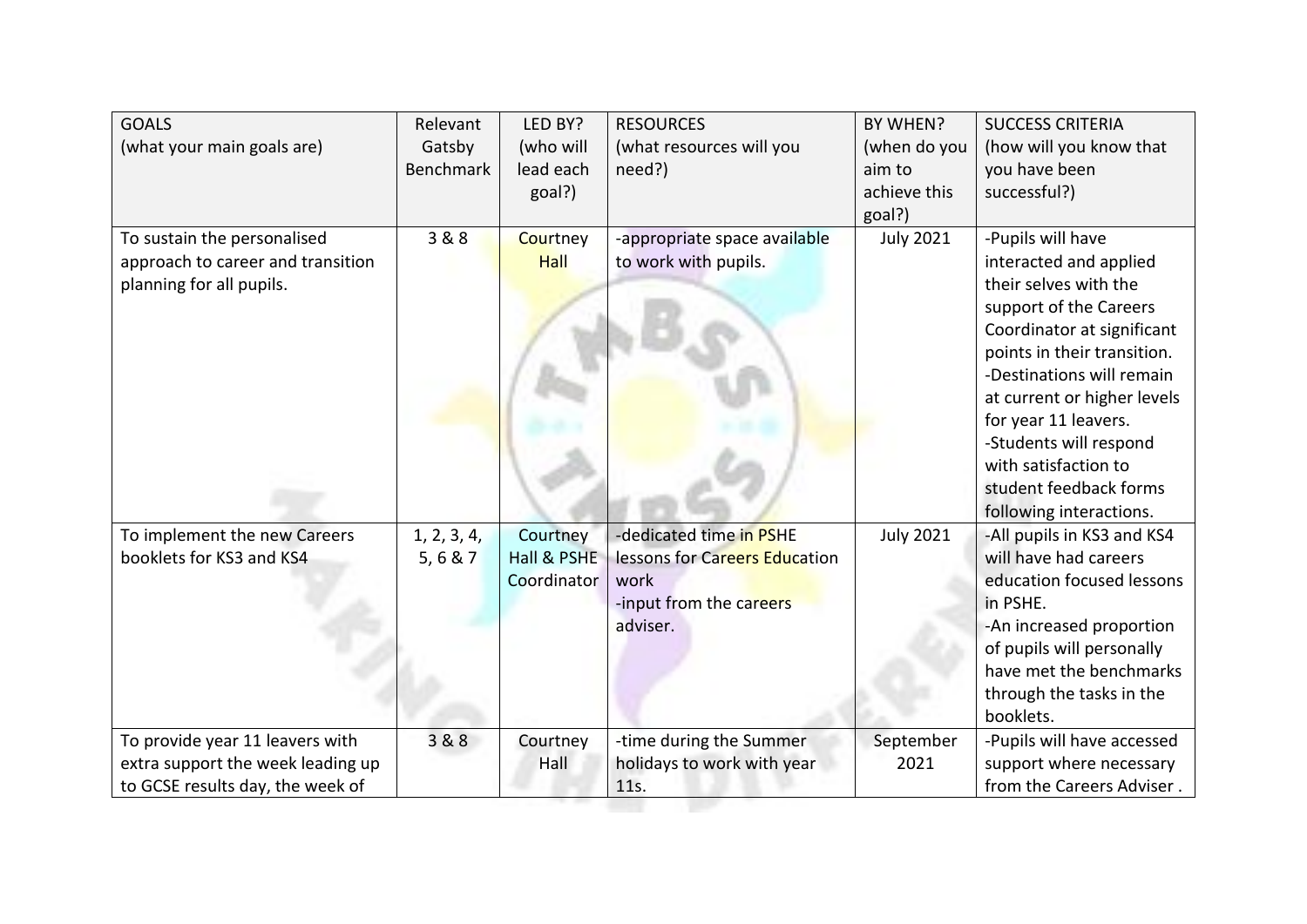| GOALS<br>(what your main goals are) | Relevant Gatsby Benchmark | LED BY?<br>(who will lead each goal?) | RESOURCES<br>(what resources will you need?) | BY WHEN?<br>(when do you aim to achieve this goal?) | SUCCESS CRITERIA<br>(how will you know that you have been successful?) |
|---|---|---|---|---|---|
| To sustain the personalised approach to career and transition planning for all pupils. | 3 & 8 | Courtney Hall | -appropriate space available to work with pupils. | July 2021 | -Pupils will have interacted and applied their selves with the support of the Careers Coordinator at significant points in their transition.<br>-Destinations will remain at current or higher levels for year 11 leavers.<br>-Students will respond with satisfaction to student feedback forms following interactions. |
| To implement the new Careers booklets for KS3 and KS4 | 1, 2, 3, 4, 5, 6 & 7 | Courtney Hall & PSHE Coordinator | -dedicated time in PSHE lessons for Careers Education work<br>-input from the careers adviser. | July 2021 | -All pupils in KS3 and KS4 will have had careers education focused lessons in PSHE.<br>-An increased proportion of pupils will personally have met the benchmarks through the tasks in the booklets. |
| To provide year 11 leavers with extra support the week leading up to GCSE results day, the week of | 3 & 8 | Courtney Hall | -time during the Summer holidays to work with year 11s. | September 2021 | -Pupils will have accessed support where necessary from the Careers Adviser . |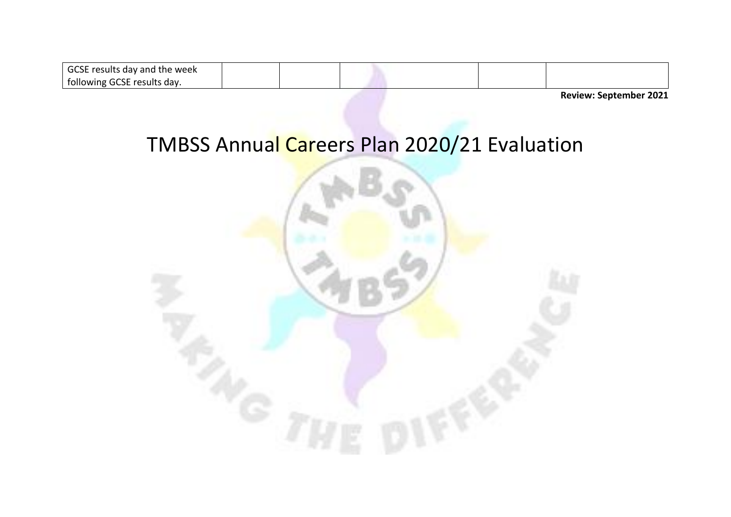| | | | | | |
|---|---|---|---|---|---|
| GCSE results day and the week following GCSE results day. | | | | | |

**Review: September 2021**

# TMBSS Annual Careers Plan 2020/21 Evaluation